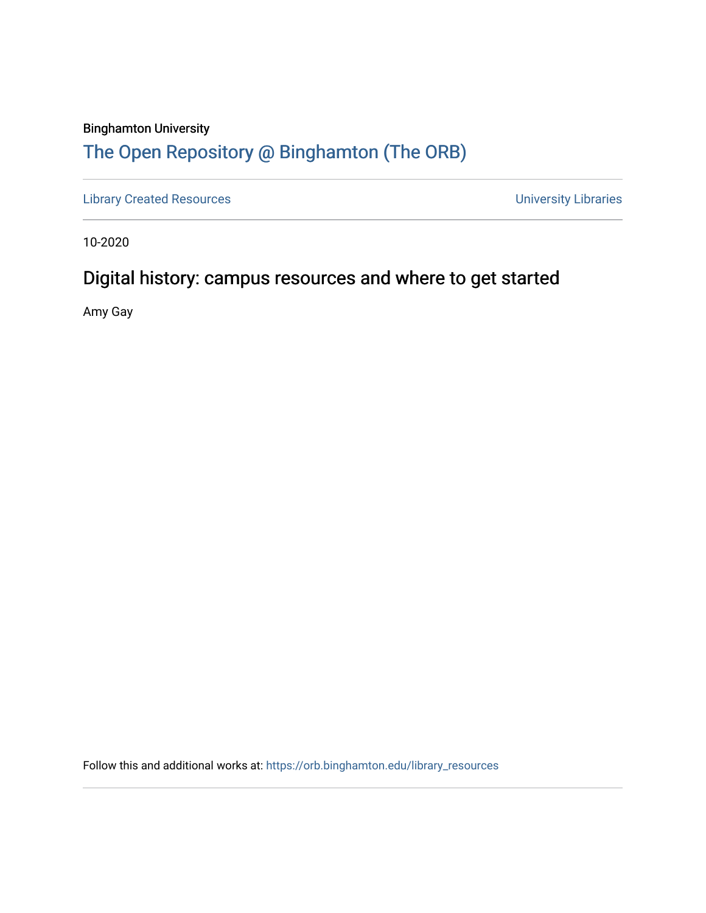Binghamton University

## The Open Repository @ Binghamton (The ORB)

Library Created Resources | University Libraries

10-2020

# Digital history: campus resources and where to get started

Amy Gay

Follow this and additional works at: https://orb.binghamton.edu/library_resources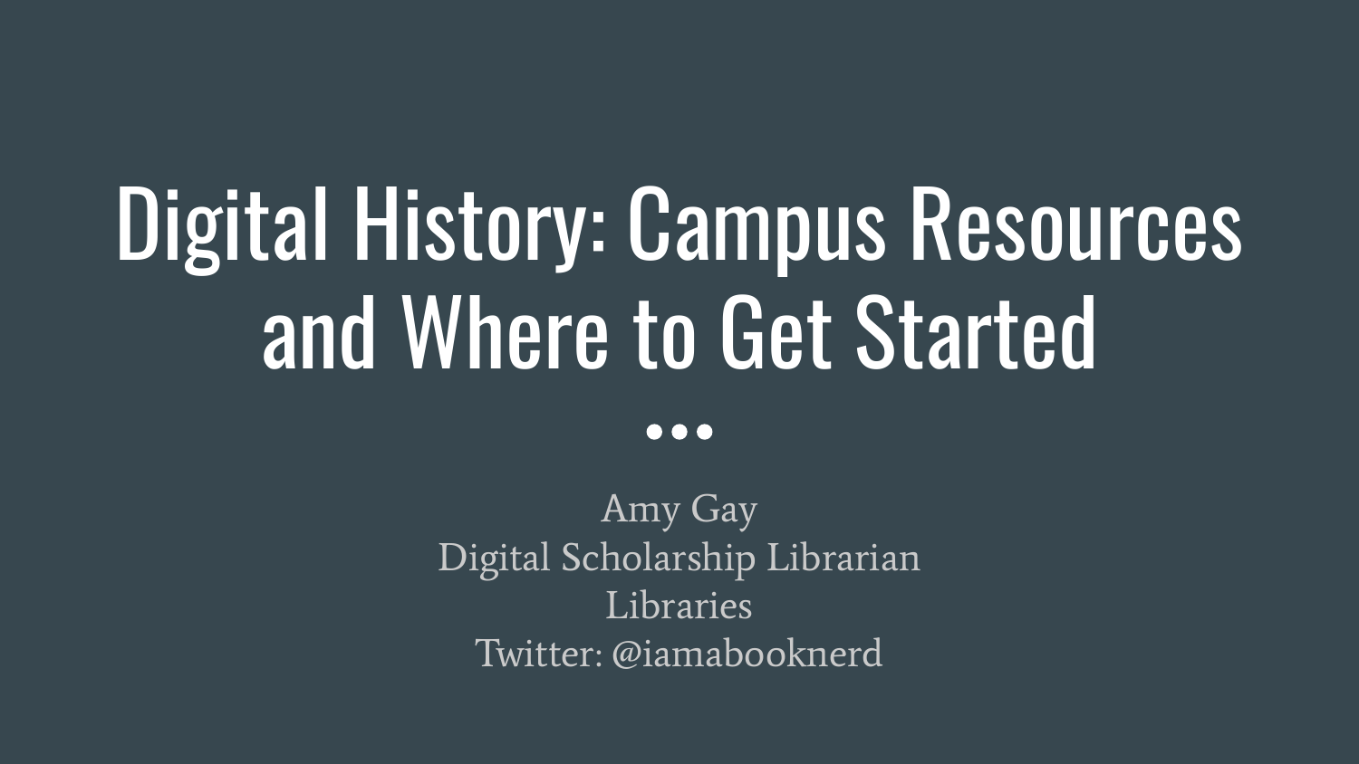# Digital History: Campus Resources and Where to Get Started

Amy Gay
Digital Scholarship Librarian
Libraries
Twitter: @iamabooknerd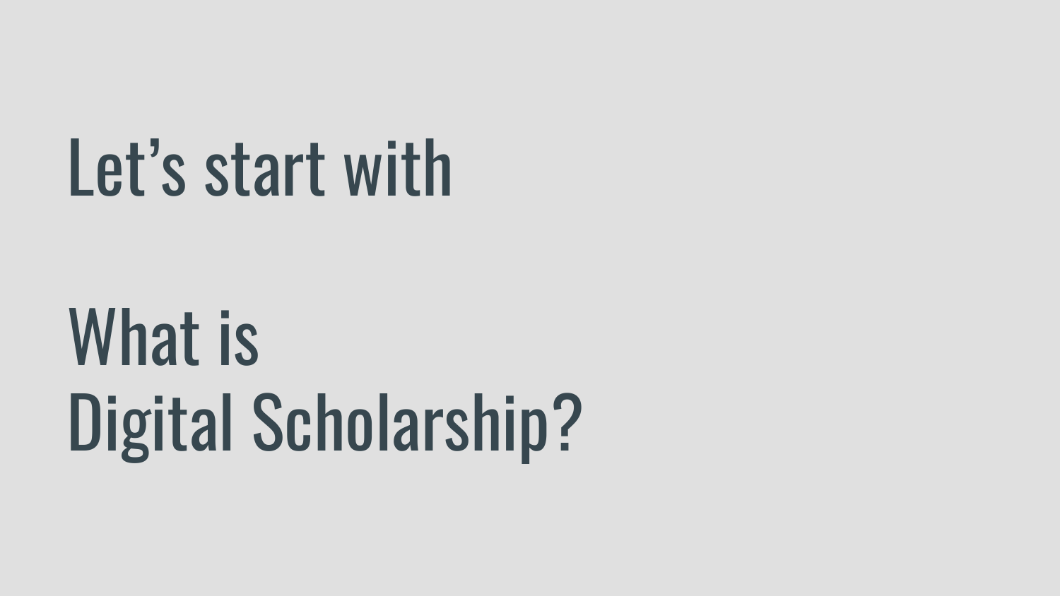# Let's start with

# What is Digital Scholarship?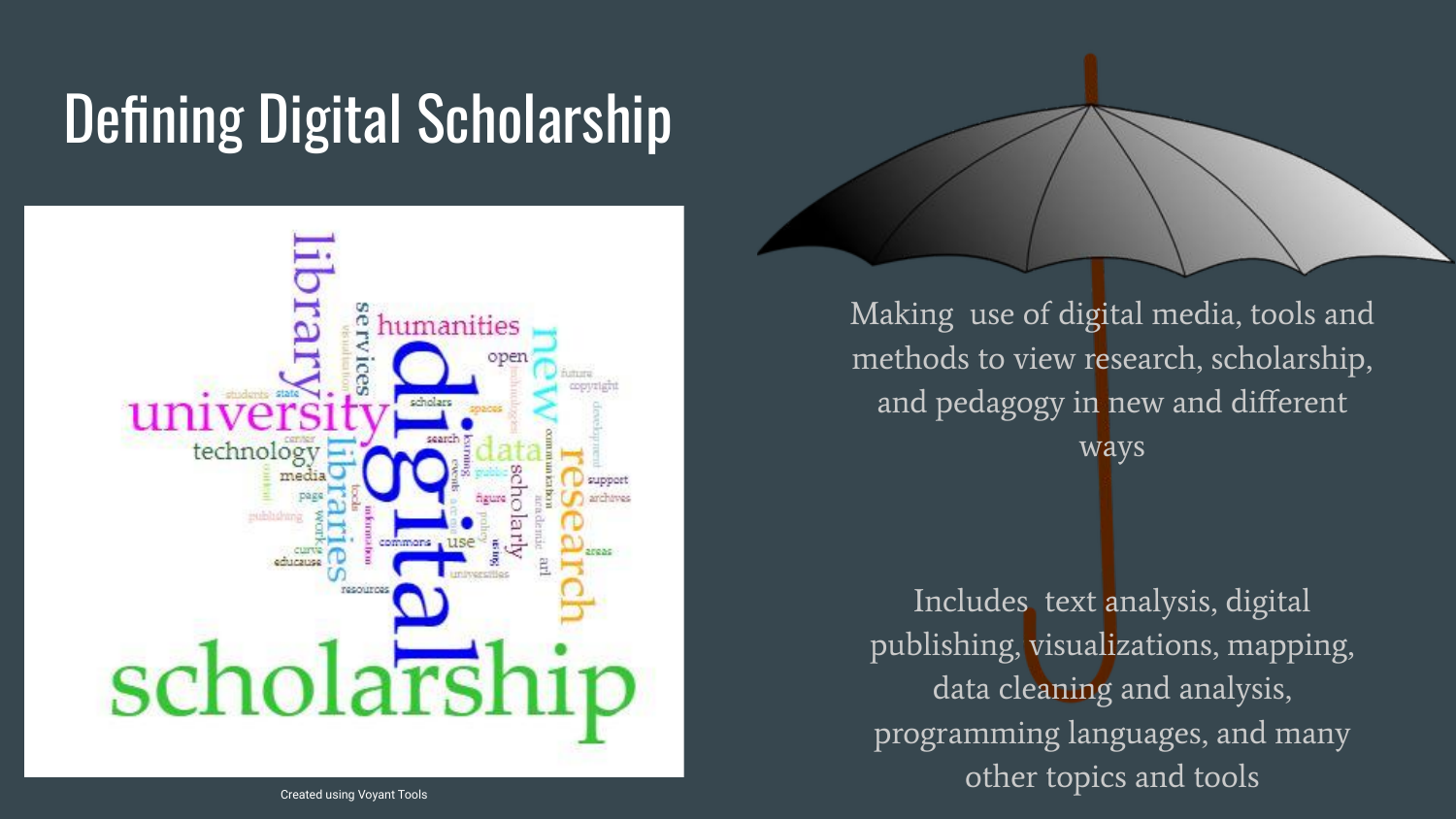# Defining Digital Scholarship

Created using Voyant Tools

Making use of digital media, tools and methods to view research, scholarship, and pedagogy in new and different ways

Includes text analysis, digital publishing, visualizations, mapping, data cleaning and analysis, programming languages, and many other topics and tools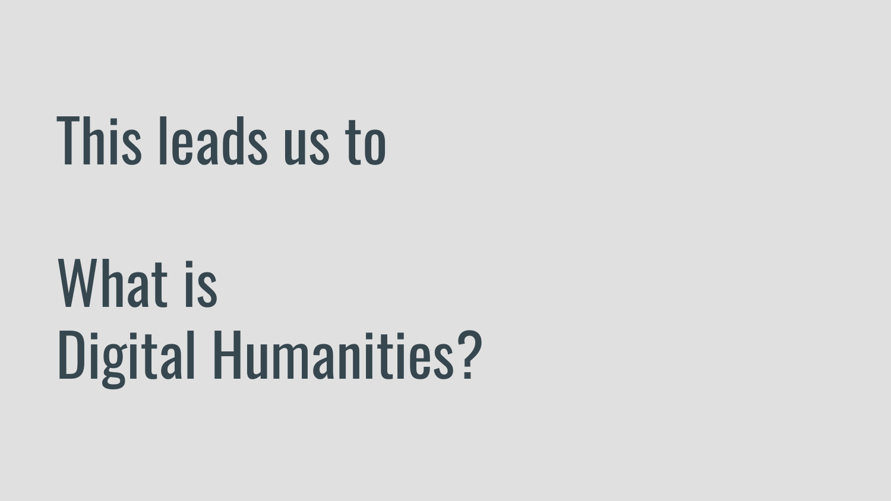# This leads us to

# What is
# Digital Humanities?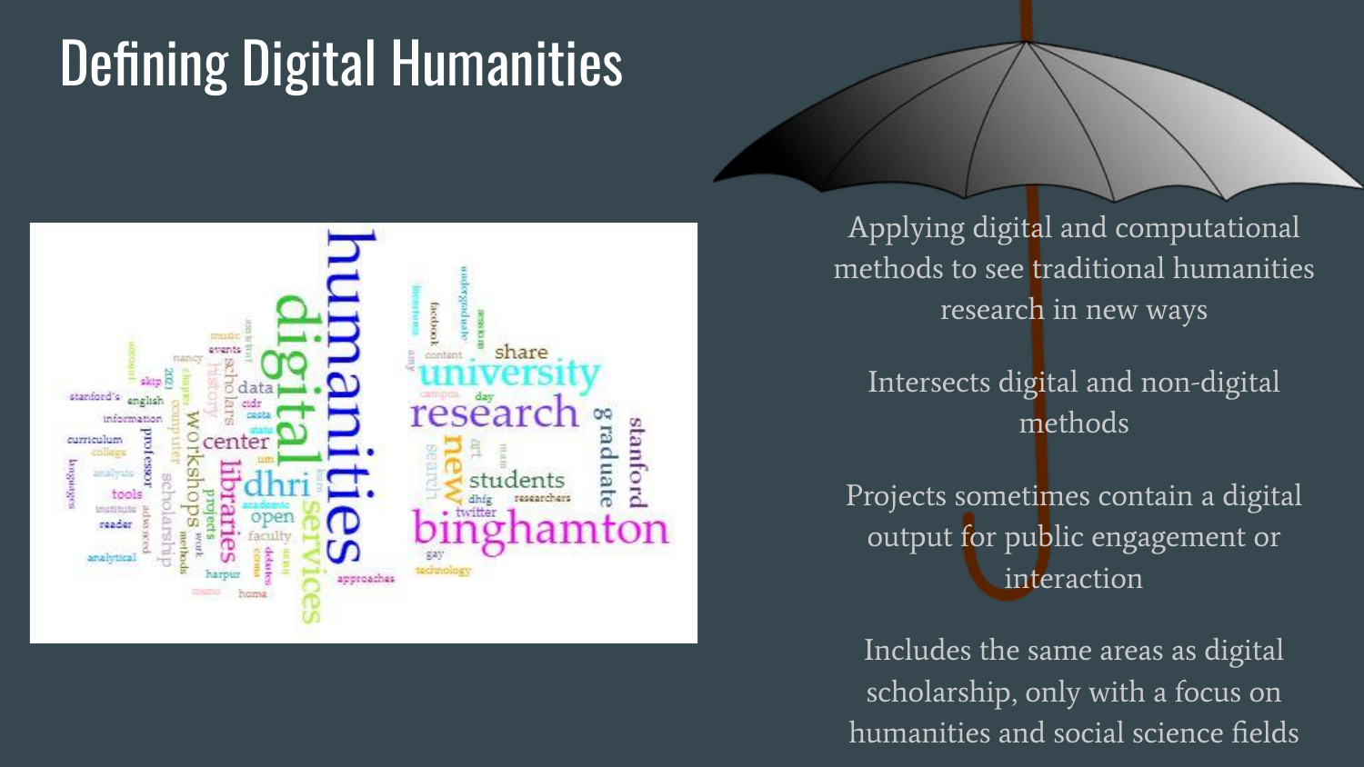# Defining Digital Humanities

Applying digital and computational methods to see traditional humanities research in new ways

Intersects digital and non-digital methods

Projects sometimes contain a digital output for public engagement or interaction

Includes the same areas as digital scholarship, only with a focus on humanities and social science fields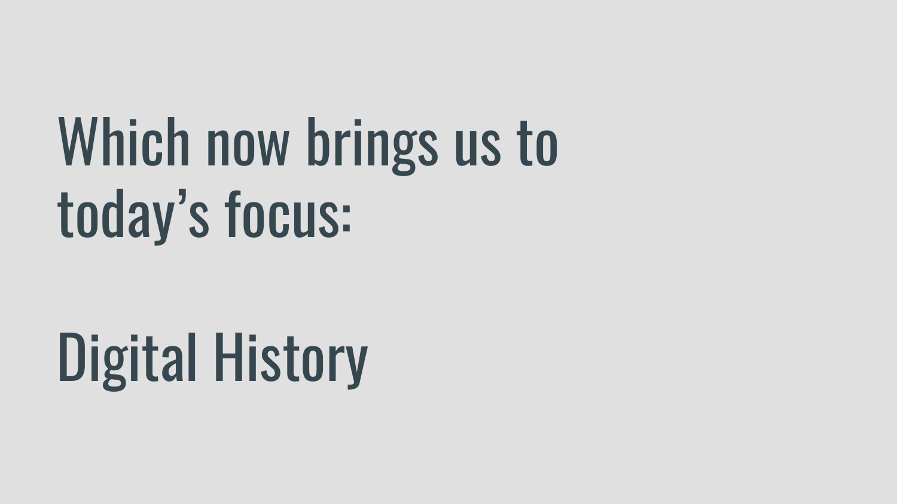# Which now brings us to today's focus:

# Digital History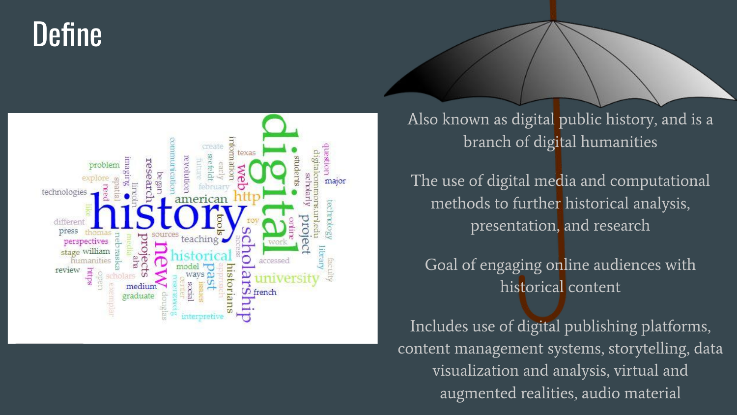# Define

Also known as digital public history, and is a branch of digital humanities

The use of digital media and computational methods to further historical analysis, presentation, and research

Goal of engaging online audiences with historical content

Includes use of digital publishing platforms, content management systems, storytelling, data visualization and analysis, virtual and augmented realities, audio material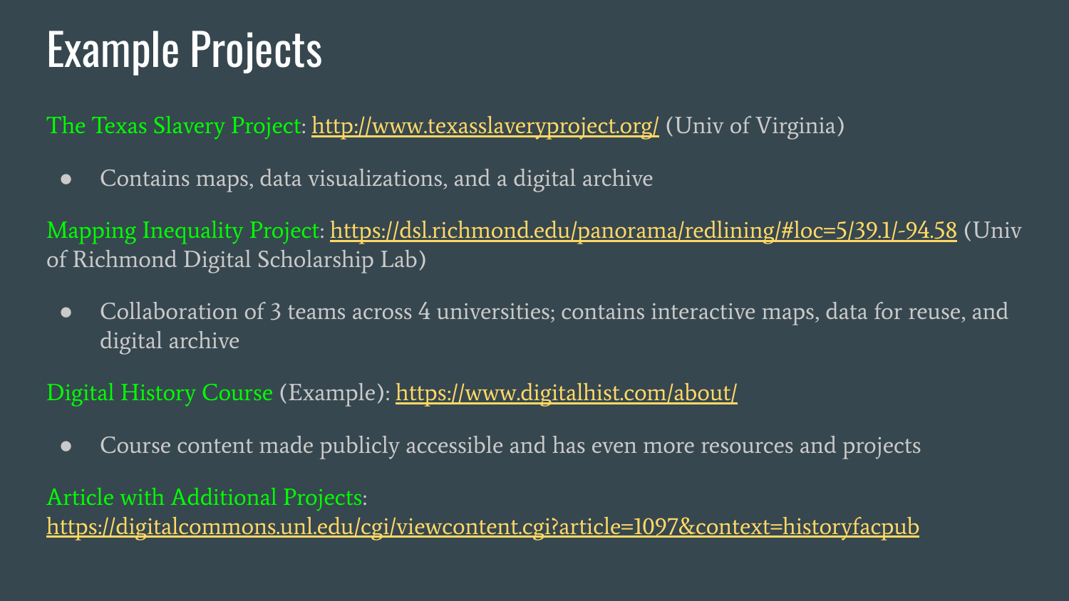# Example Projects

The Texas Slavery Project: http://www.texasslaveryproject.org/ (Univ of Virginia)

- Contains maps, data visualizations, and a digital archive

Mapping Inequality Project: https://dsl.richmond.edu/panorama/redlining/#loc=5/39.1/-94.58 (Univ of Richmond Digital Scholarship Lab)

- Collaboration of 3 teams across 4 universities; contains interactive maps, data for reuse, and digital archive

Digital History Course (Example): https://www.digitalhist.com/about/

- Course content made publicly accessible and has even more resources and projects

Article with Additional Projects: https://digitalcommons.unl.edu/cgi/viewcontent.cgi?article=1097&context=historyfacpub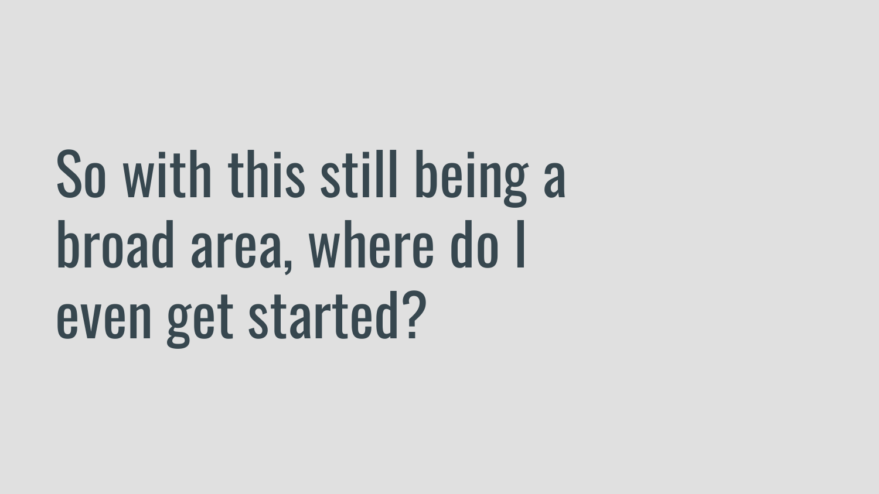# So with this still being a broad area, where do I even get started?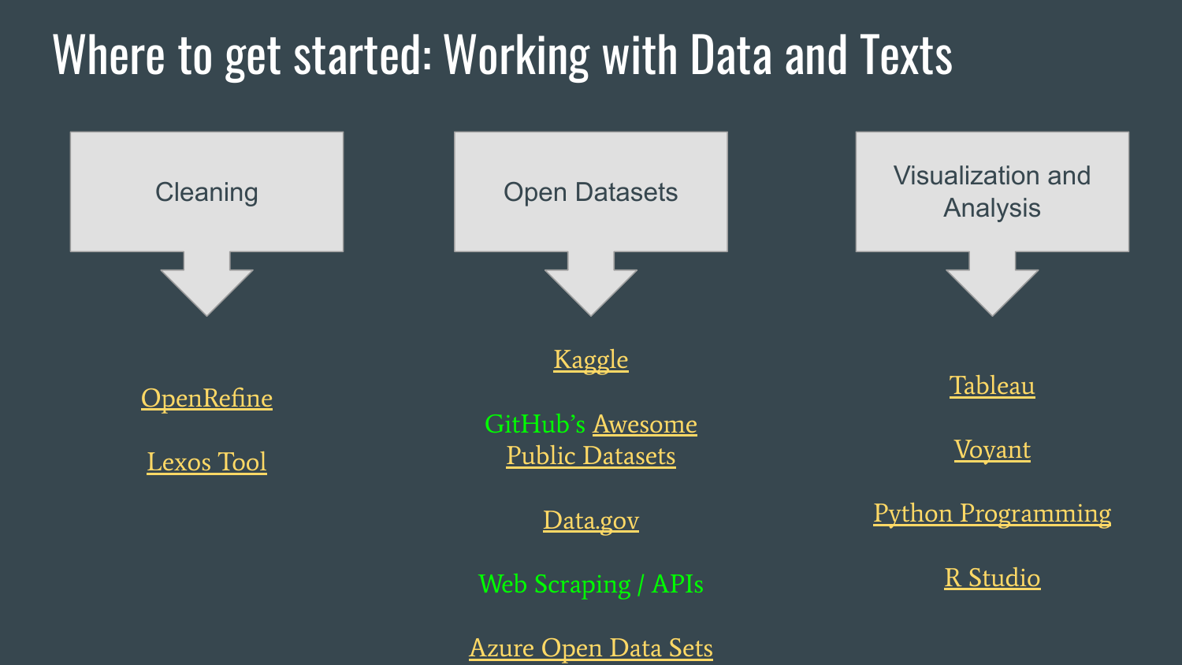# Where to get started: Working with Data and Texts

## Cleaning

- OpenRefine
- Lexos Tool

## Open Datasets

- Kaggle
- GitHub's Awesome Public Datasets
- Data.gov
- Web Scraping / APIs
- Azure Open Data Sets

## Visualization and Analysis

- Tableau
- Voyant
- Python Programming
- R Studio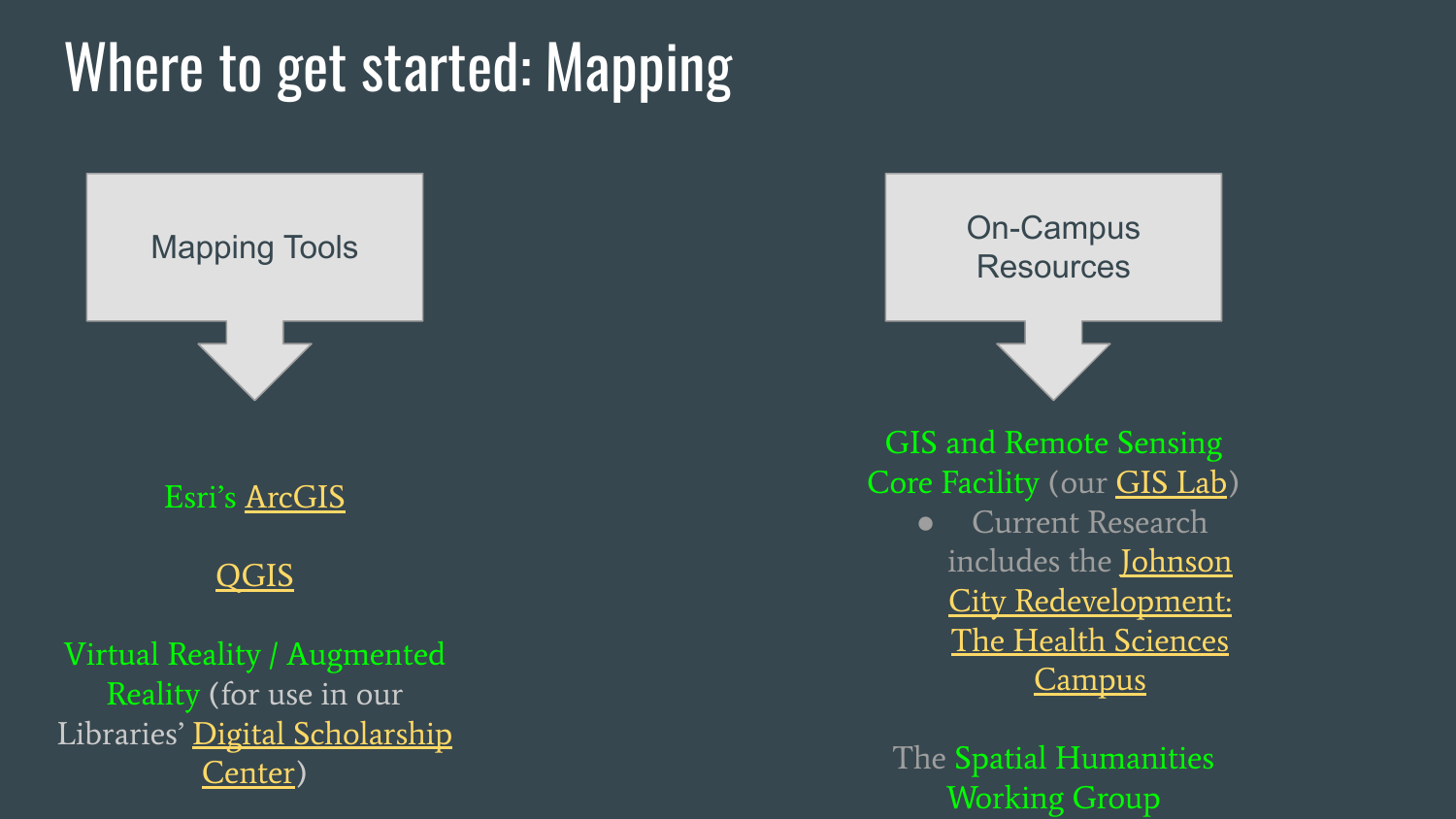# Where to get started: Mapping

## Mapping Tools

Esri's ArcGIS

QGIS

Virtual Reality / Augmented Reality (for use in our Libraries' Digital Scholarship Center)

## On-Campus Resources

GIS and Remote Sensing Core Facility (our GIS Lab)

- Current Research includes the Johnson City Redevelopment: The Health Sciences Campus

The Spatial Humanities Working Group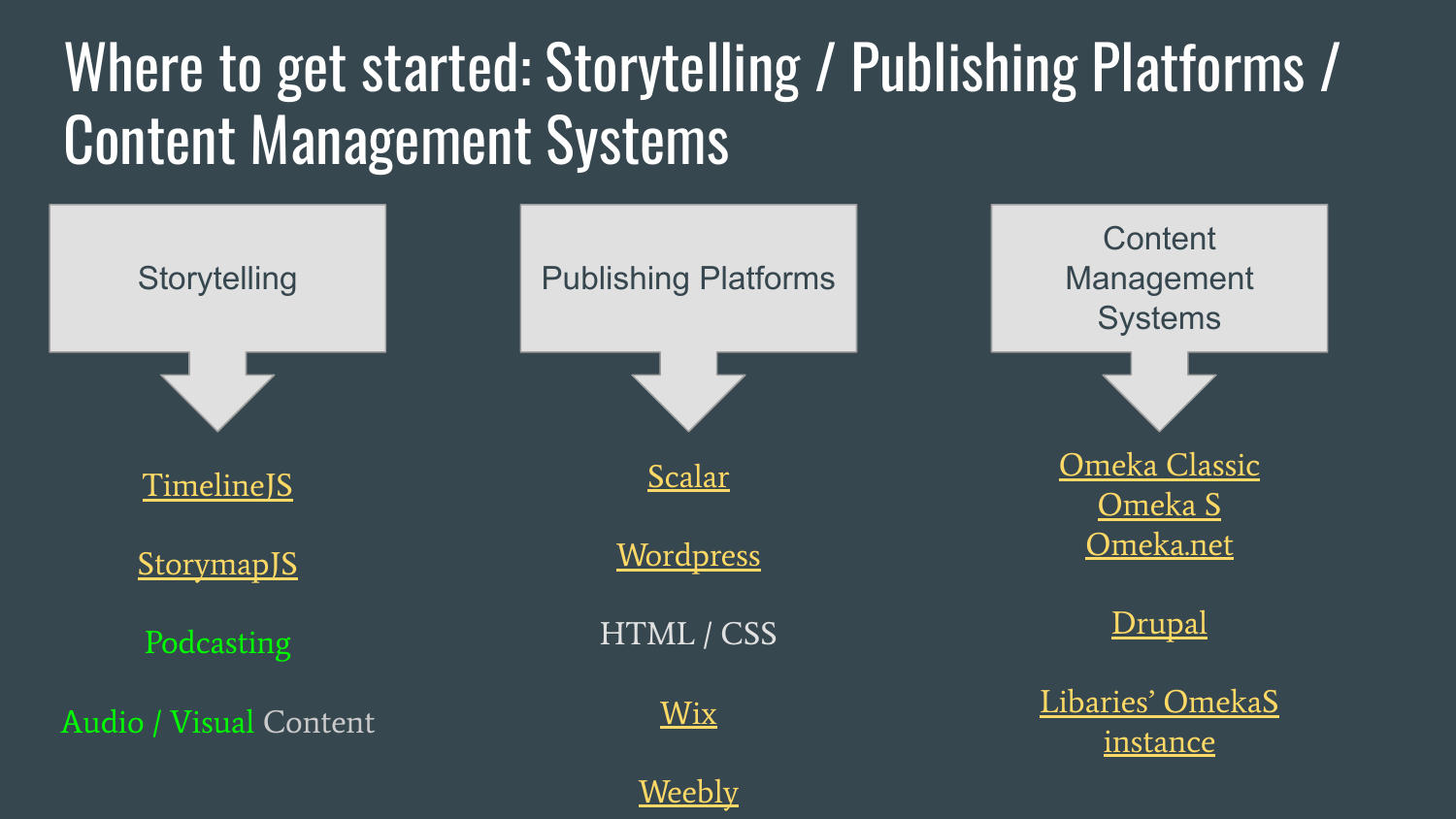# Where to get started: Storytelling / Publishing Platforms / Content Management Systems

## Storytelling

- TimelineJS
- StorymapJS
- Podcasting
- Audio / Visual Content

## Publishing Platforms

- Scalar
- Wordpress
- HTML / CSS
- Wix
- Weebly

## Content Management Systems

- Omeka Classic
- Omeka S
- Omeka.net
- Drupal
- Libaries' OmekaS instance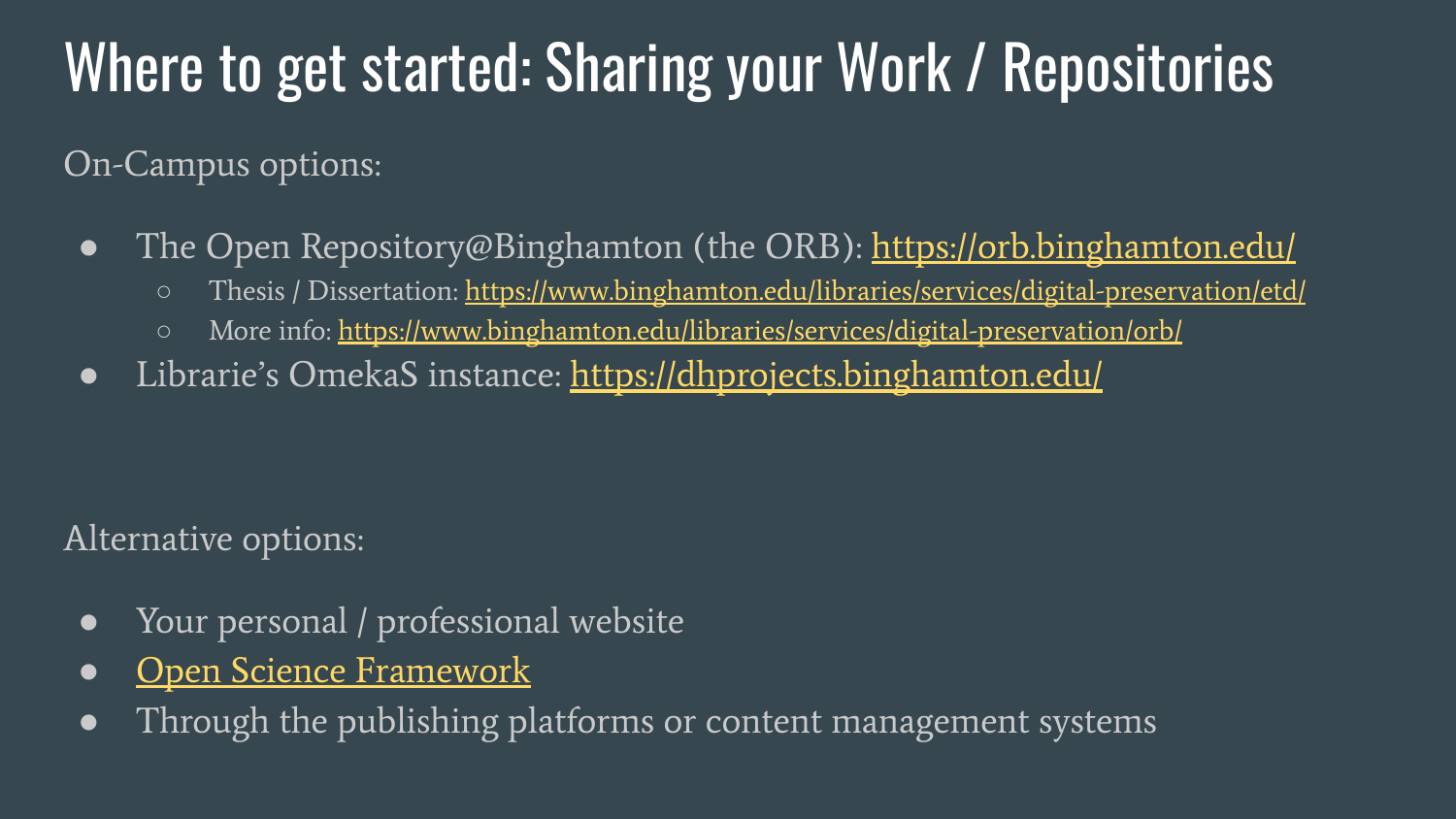# Where to get started: Sharing your Work / Repositories

On-Campus options:

- The Open Repository@Binghamton (the ORB): https://orb.binghamton.edu/
  - Thesis / Dissertation: https://www.binghamton.edu/libraries/services/digital-preservation/etd/
  - More info: https://www.binghamton.edu/libraries/services/digital-preservation/orb/
- Librarie's OmekaS instance: https://dhprojects.binghamton.edu/

Alternative options:

- Your personal / professional website
- Open Science Framework
- Through the publishing platforms or content management systems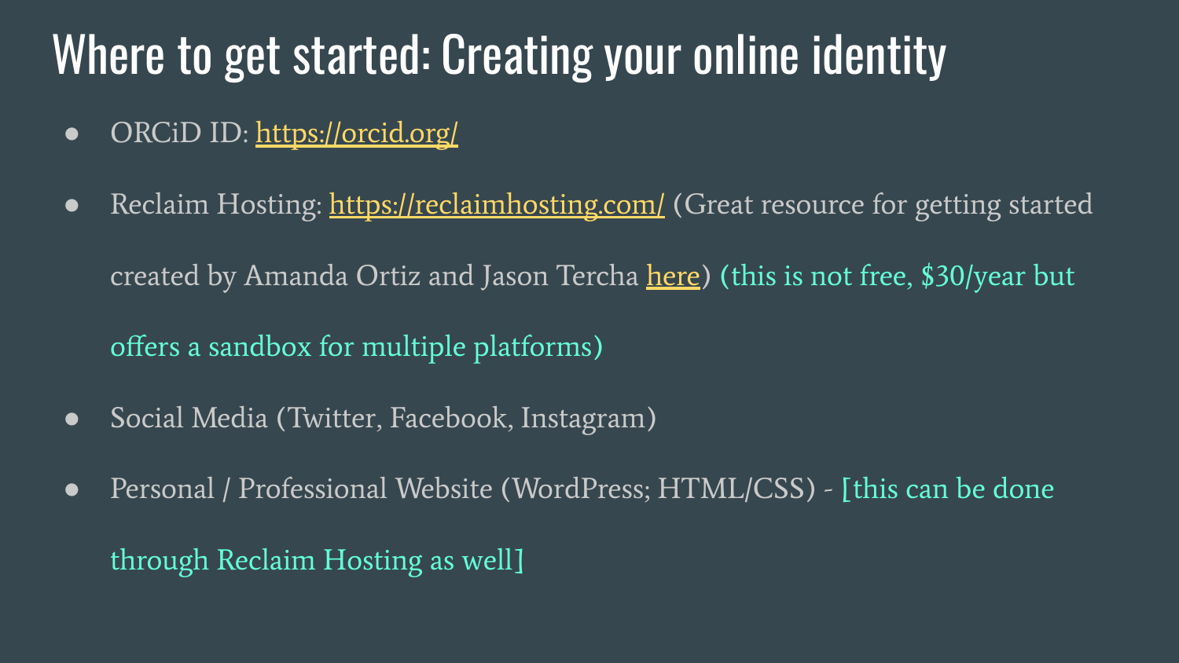# Where to get started: Creating your online identity

- ORCiD ID: [https://orcid.org/](https://orcid.org/)
- Reclaim Hosting: [https://reclaimhosting.com/](https://reclaimhosting.com/) (Great resource for getting started created by Amanda Ortiz and Jason Tercha here) (this is not free, $30/year but offers a sandbox for multiple platforms)
- Social Media (Twitter, Facebook, Instagram)
- Personal / Professional Website (WordPress; HTML/CSS) - [this can be done through Reclaim Hosting as well]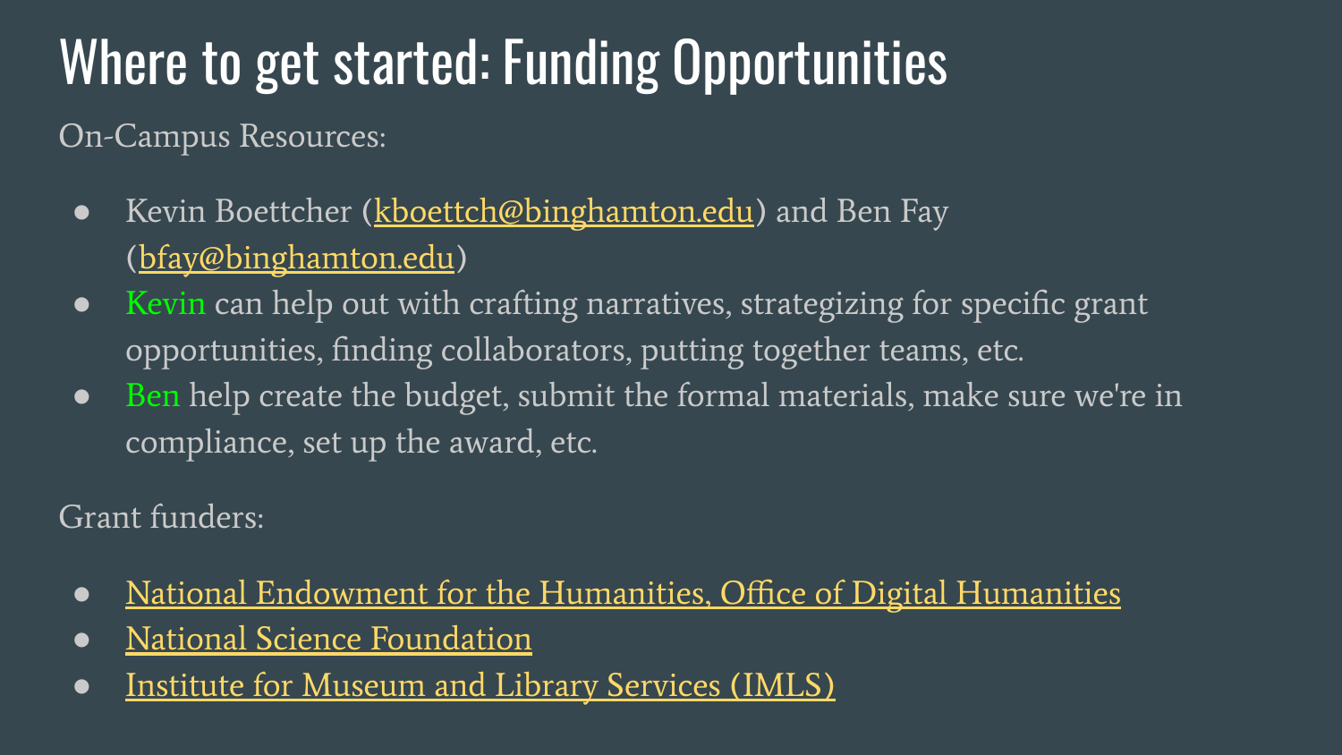# Where to get started: Funding Opportunities

On-Campus Resources:

- Kevin Boettcher (kboettch@binghamton.edu) and Ben Fay (bfay@binghamton.edu)
- Kevin can help out with crafting narratives, strategizing for specific grant opportunities, finding collaborators, putting together teams, etc.
- Ben help create the budget, submit the formal materials, make sure we're in compliance, set up the award, etc.

Grant funders:

- National Endowment for the Humanities, Office of Digital Humanities
- National Science Foundation
- Institute for Museum and Library Services (IMLS)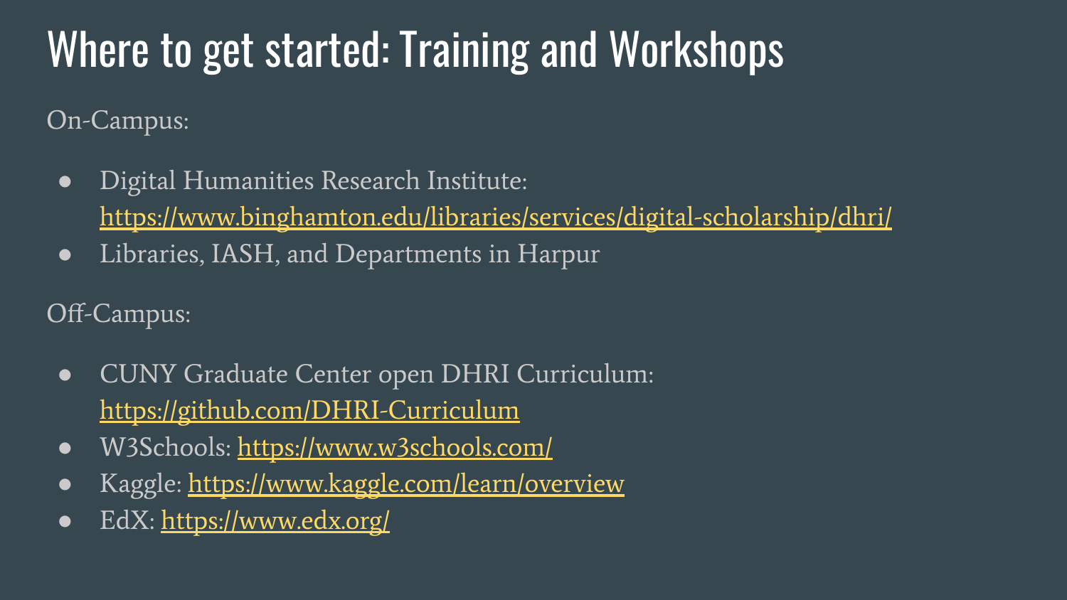# Where to get started: Training and Workshops

On-Campus:

- Digital Humanities Research Institute: https://www.binghamton.edu/libraries/services/digital-scholarship/dhri/
- Libraries, IASH, and Departments in Harpur

Off-Campus:

- CUNY Graduate Center open DHRI Curriculum: https://github.com/DHRI-Curriculum
- W3Schools: https://www.w3schools.com/
- Kaggle: https://www.kaggle.com/learn/overview
- EdX: https://www.edx.org/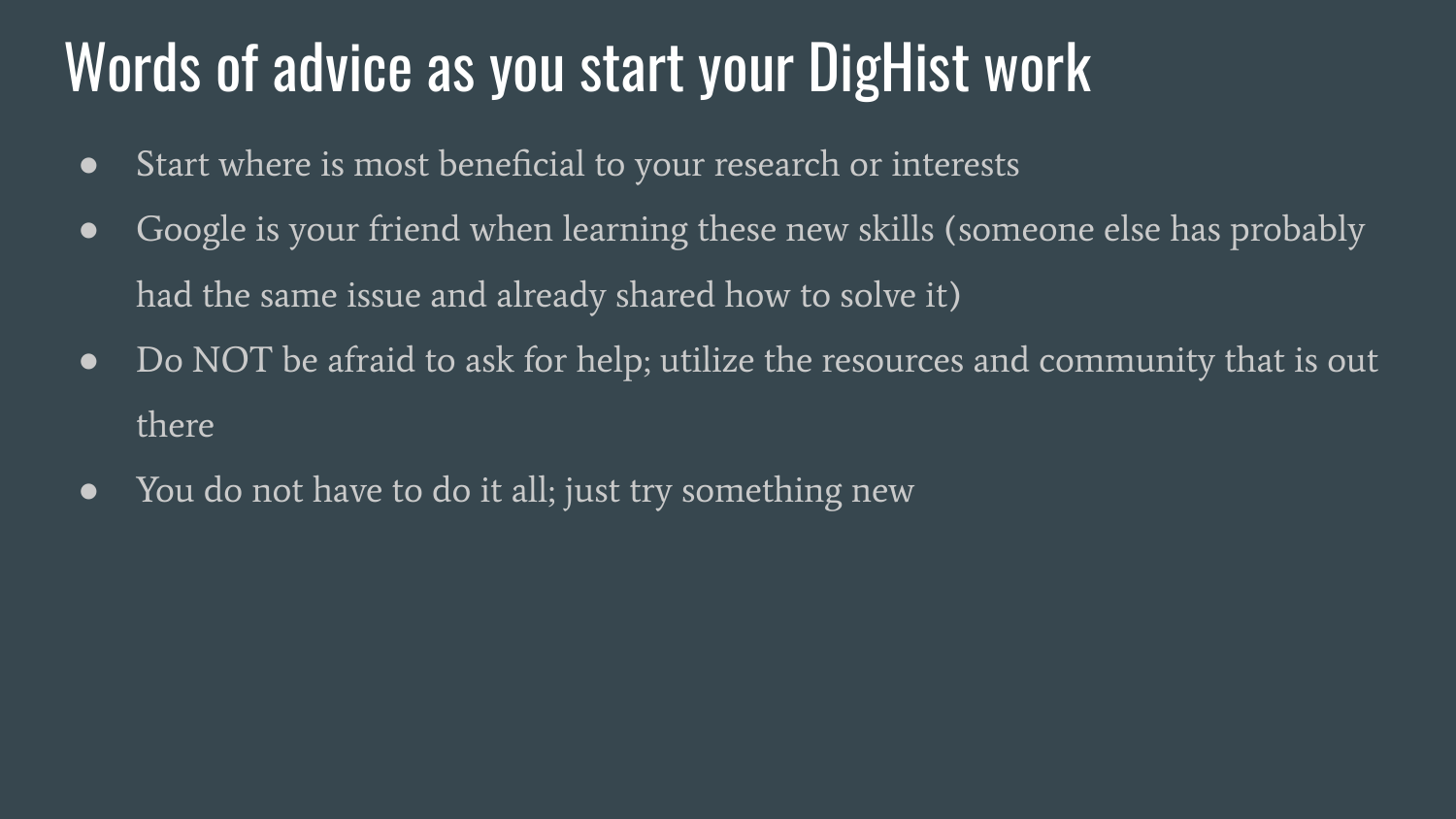# Words of advice as you start your DigHist work

- Start where is most beneficial to your research or interests
- Google is your friend when learning these new skills (someone else has probably had the same issue and already shared how to solve it)
- Do NOT be afraid to ask for help; utilize the resources and community that is out there
- You do not have to do it all; just try something new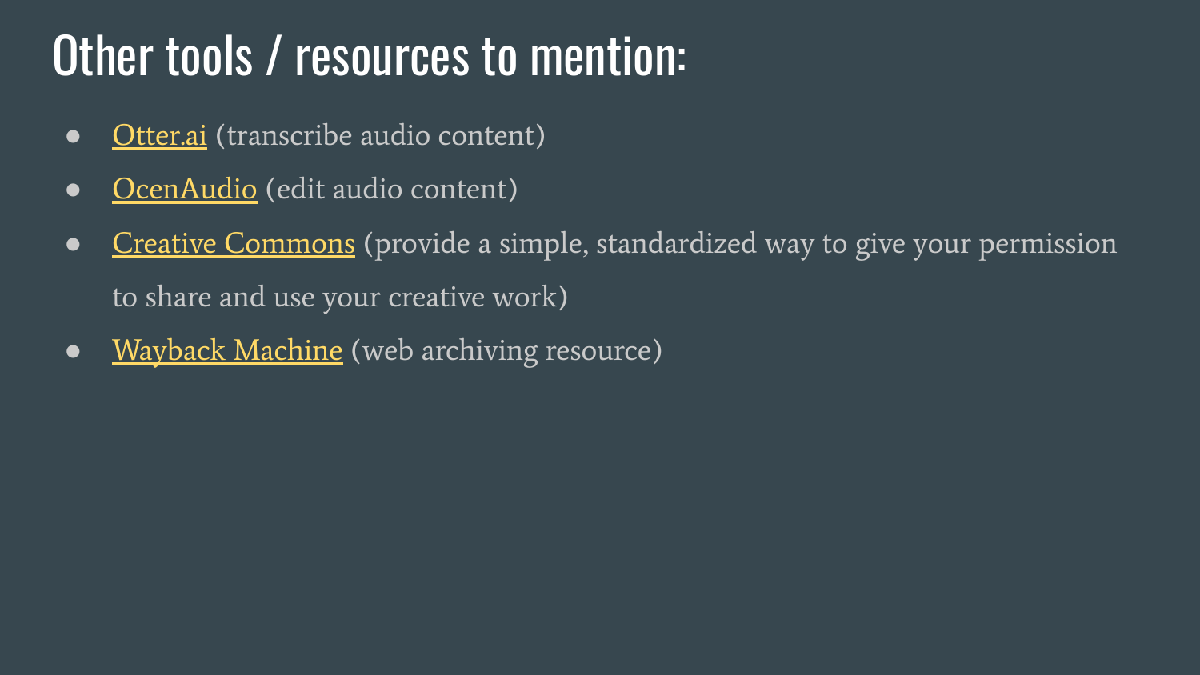# Other tools / resources to mention:

- Otter.ai (transcribe audio content)
- OcenAudio (edit audio content)
- Creative Commons (provide a simple, standardized way to give your permission to share and use your creative work)
- Wayback Machine (web archiving resource)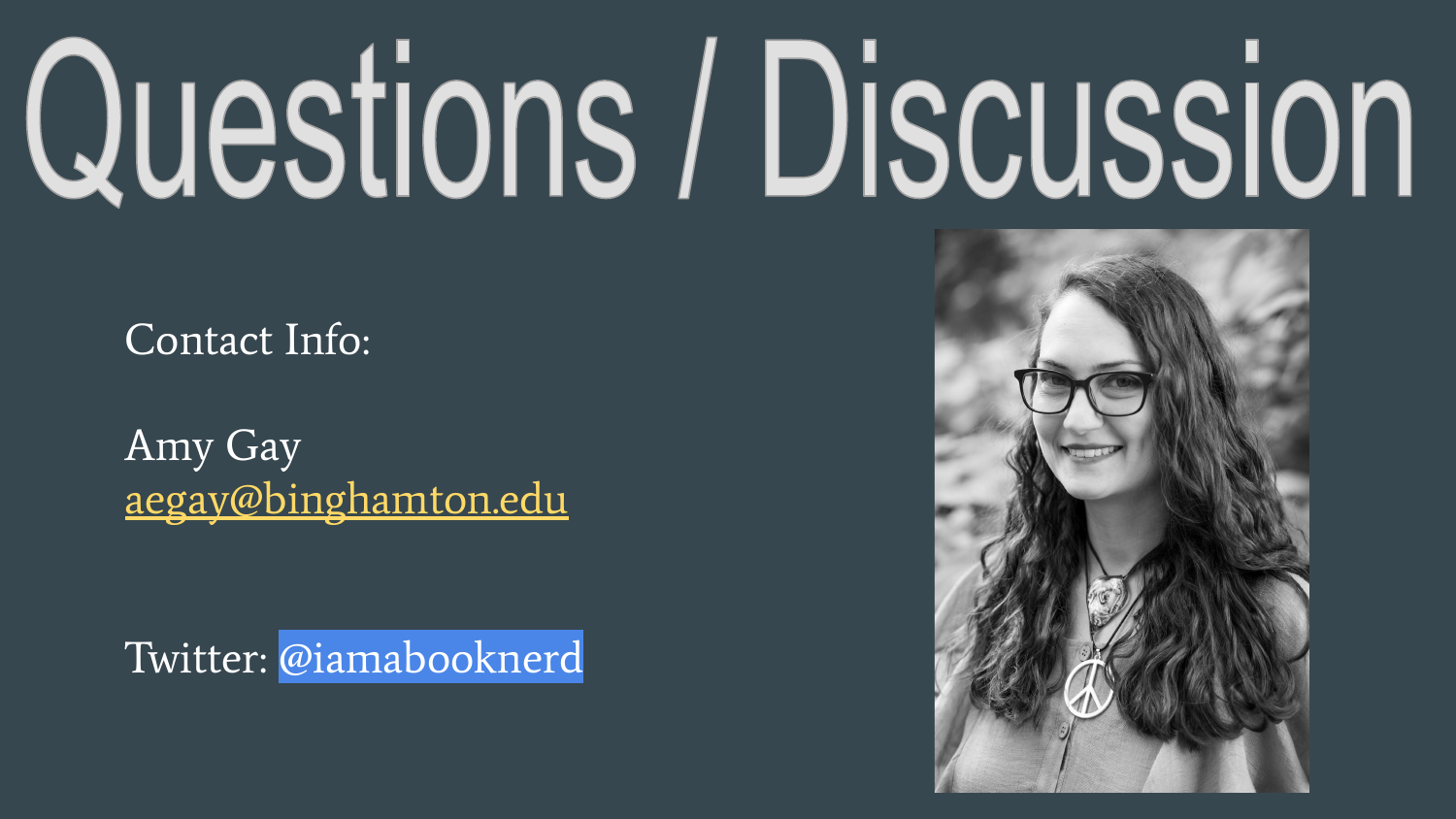# Questions / Discussion

Contact Info:

Amy Gay
aegay@binghamton.edu

Twitter: @iamabooknerd